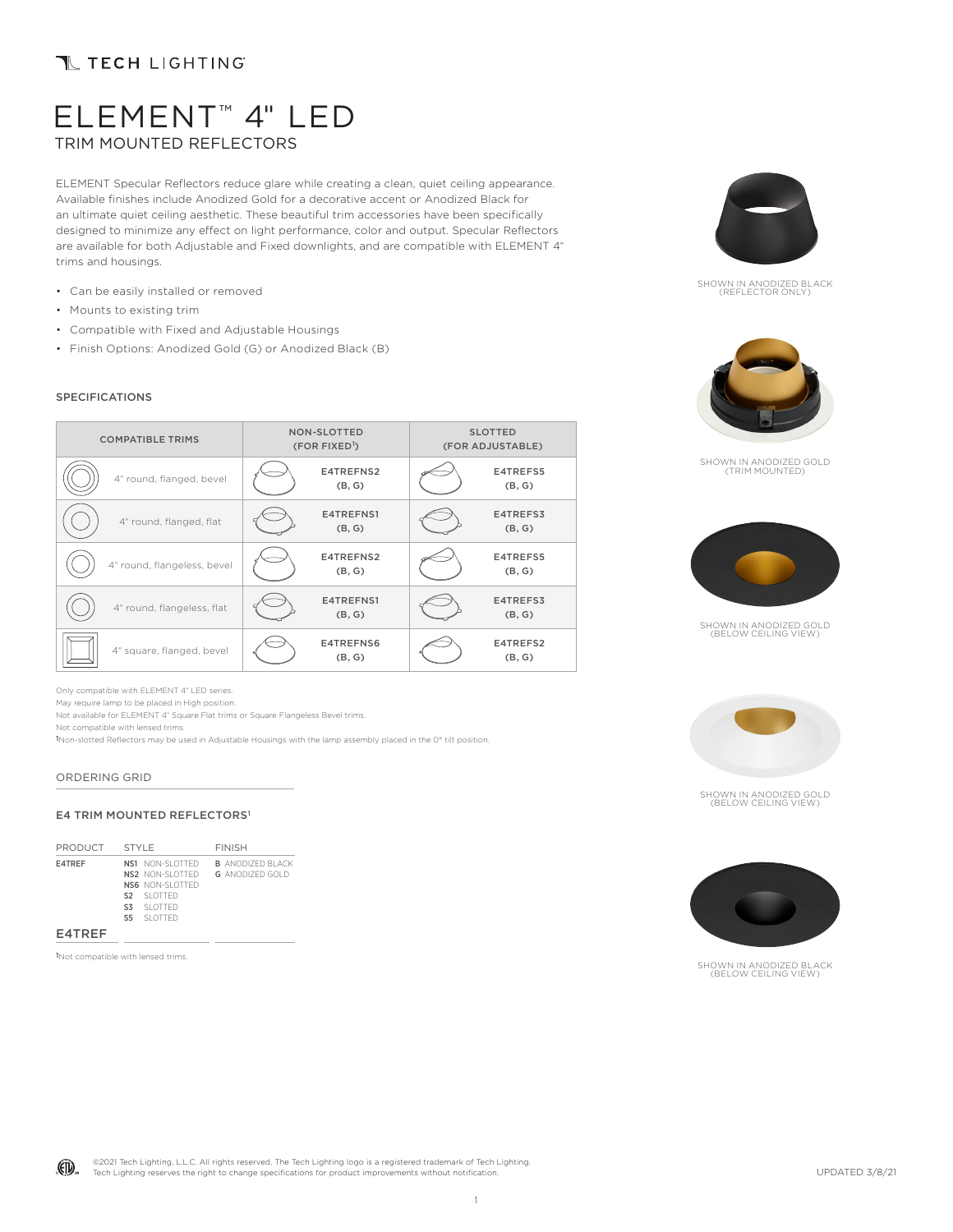TECH LIGHTING

# ELEMENT™ 4" LED

## TRIM MOUNTED REFLECTORS

ELEMENT Specular Reflectors reduce glare while creating a clean, quiet ceiling appearance. Available finishes include Anodized Gold for a decorative accent or Anodized Black for an ultimate quiet ceiling aesthetic. These beautiful trim accessories have been specifically designed to minimize any effect on light performance, color and output. Specular Reflectors are available for both Adjustable and Fixed downlights, and are compatible with ELEMENT 4" trims and housings.

- Can be easily installed or removed
- Mounts to existing trim
- Compatible with Fixed and Adjustable Housings
- Finish Options: Anodized Gold (G) or Anodized Black (B)

SHOWN IN ANODIZED BLACK (REFLECTOR ONLY)

SHOWN IN ANODIZED GOLD (TRIM MOUNTED)

SHOWN IN ANODIZED GOLD (BELOW CEILING VIEW)

SHOWN IN ANODIZED GOLD (BELOW CEILING VIEW)

SHOWN IN ANODIZED BLACK (BELOW CEILING VIEW)

### SPECIFICATIONS

| COMPATIBLE TRIMS | NON-SLOTTED (FOR FIXED[1]) | SLOTTED (FOR ADJUSTABLE) |
|---|---|---|
| 4" round, flanged, bevel | E4TREFNS2 (B, G) | E4TREFS5 (B, G) |
| 4" round, flanged, flat | E4TREFNS1 (B, G) | E4TREFS3 (B, G) |
| 4" round, flangeless, bevel | E4TREFNS2 (B, G) | E4TREFS5 (B, G) |
| 4" round, flangeless, flat | E4TREFNS1 (B, G) | E4TREFS3 (B, G) |
| 4" square, flanged, bevel | E4TREFNS6 (B, G) | E4TREFS2 (B, G) |

Only compatible with ELEMENT 4" LED series.
May require lamp to be placed in High position.
Not available for ELEMENT 4" Square Flat trims or Square Flangeless Bevel trims.
Not compatible with lensed trims.
[1]Non-slotted Reflectors may be used in Adjustable Housings with the lamp assembly placed in the 0° tilt position.

### ORDERING GRID

#### E4 TRIM MOUNTED REFLECTORS[1]

| PRODUCT | STYLE | FINISH |
|---|---|---|
| E4TREF | **NS1** NON-SLOTTED | **B** ANODIZED BLACK |
| | **NS2** NON-SLOTTED | **G** ANODIZED GOLD |
| | **NS6** NON-SLOTTED | |
| | **S2** SLOTTED | |
| | **S3** SLOTTED | |
| | **S5** SLOTTED | |
| E4TREF | | |

[1]Not compatible with lensed trims.

©2021 Tech Lighting, L.L.C. All rights reserved. The Tech Lighting logo is a registered trademark of Tech Lighting. Tech Lighting reserves the right to change specifications for product improvements without notification.

UPDATED 3/8/21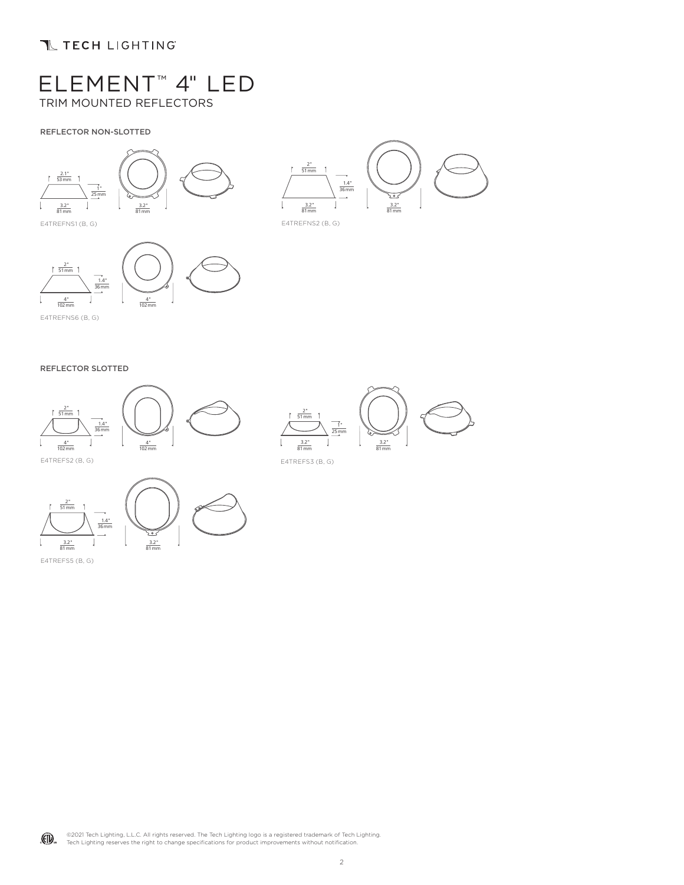# ELEMENT™ 4" LED

TRIM MOUNTED REFLECTORS

## REFLECTOR NON-SLOTTED

2.1"
53 mm

1"
25 mm

3.2"
81 mm

3.2"
81 mm

E4TREFNS1 (B, G)

2"
51 mm

1.4"
36 mm

3.2"
81 mm

3.2"
81 mm

E4TREFNS2 (B, G)

2"
51 mm

1.4"
36 mm

4"
102 mm

4"
102 mm

E4TREFNS6 (B, G)

## REFLECTOR SLOTTED

2"
51 mm

1.4"
36 mm

4"
102 mm

4"
102 mm

E4TREFS2 (B, G)

2"
51 mm

1"
25 mm

3.2"
81 mm

3.2"
81 mm

E4TREFS3 (B, G)

2"
51 mm

1.4"
36 mm

3.2"
81 mm

3.2"
81 mm

E4TREFS5 (B, G)

©2021 Tech Lighting, L.L.C. All rights reserved. The Tech Lighting logo is a registered trademark of Tech Lighting. Tech Lighting reserves the right to change specifications for product improvements without notification.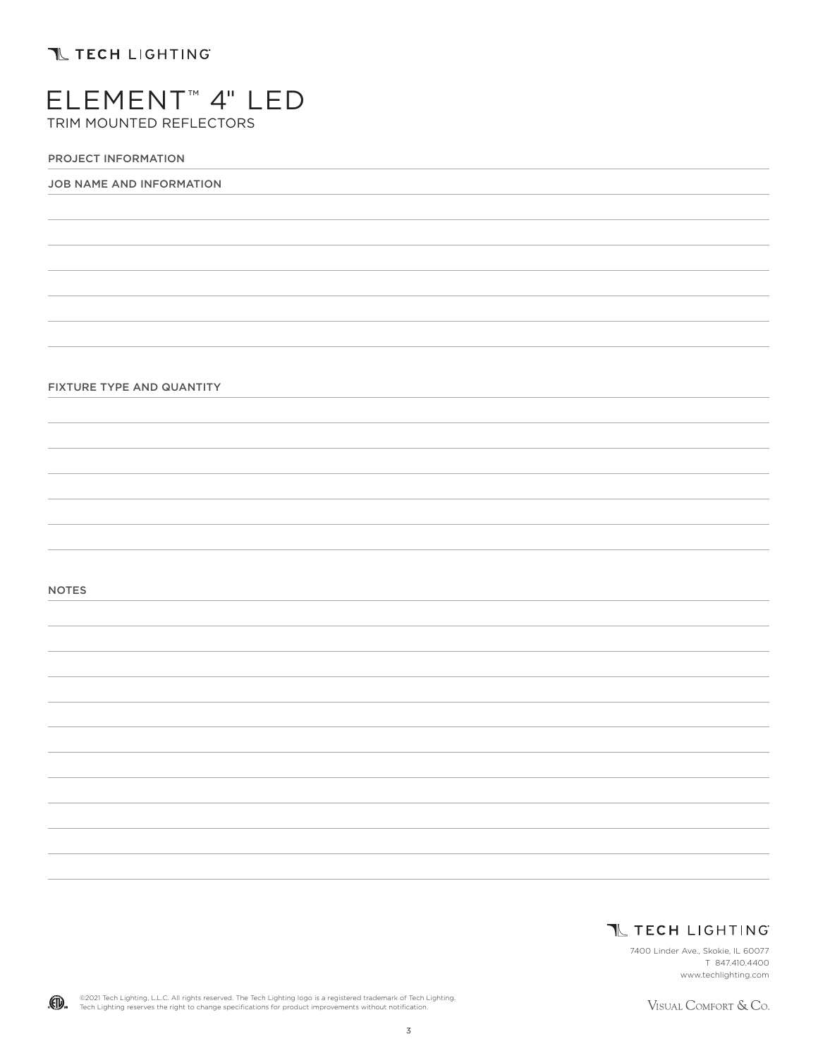TECH LIGHTING

# ELEMENT™ 4" LED

TRIM MOUNTED REFLECTORS

PROJECT INFORMATION

JOB NAME AND INFORMATION

FIXTURE TYPE AND QUANTITY

NOTES

TECH LIGHTING

7400 Linder Ave., Skokie, IL 60077
T 847.410.4400
www.techlighting.com

©2021 Tech Lighting, L.L.C. All rights reserved. The Tech Lighting logo is a registered trademark of Tech Lighting.
Tech Lighting reserves the right to change specifications for product improvements without notification.

VISUAL COMFORT & CO.